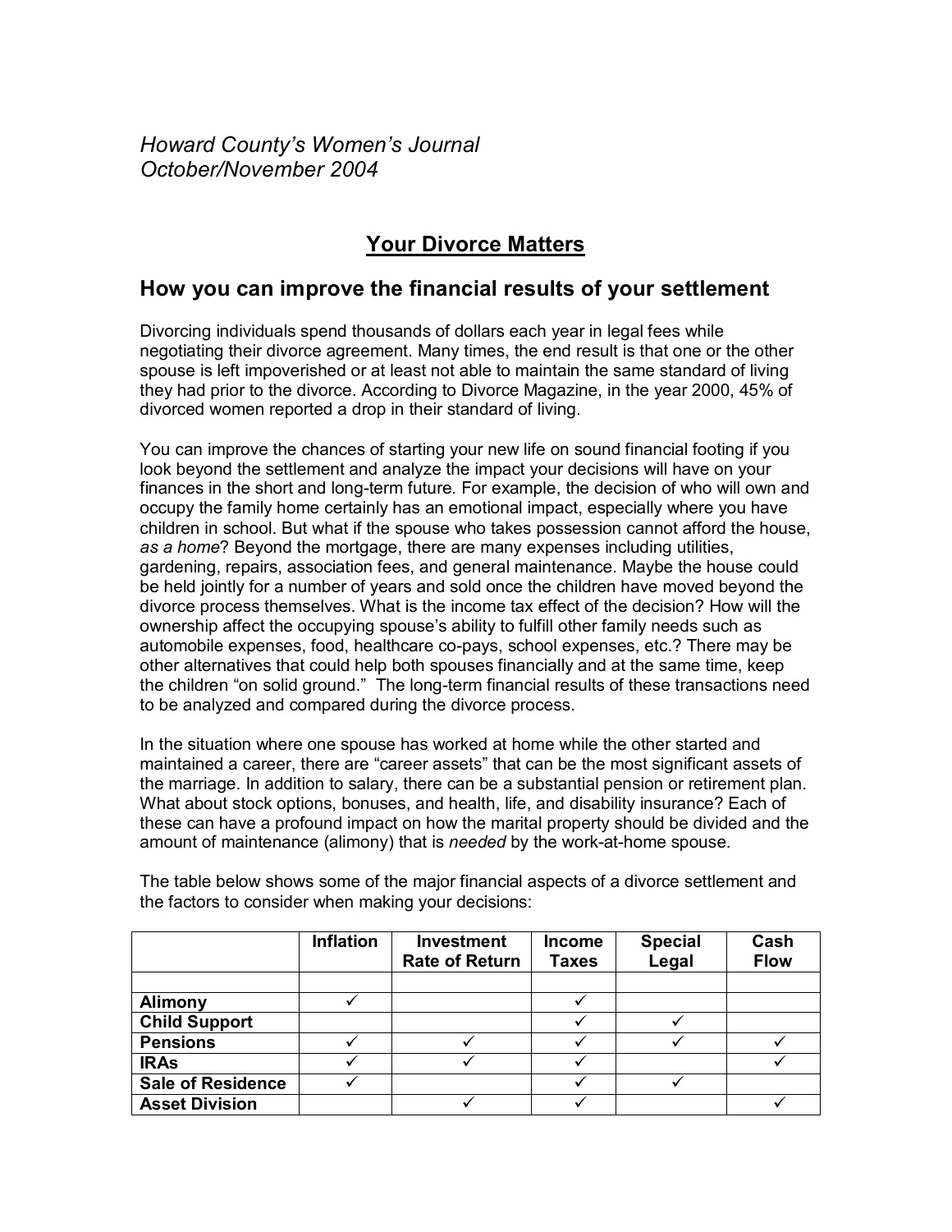*Howard County's Women's Journal*
*October/November 2004*

# Your Divorce Matters

## How you can improve the financial results of your settlement

Divorcing individuals spend thousands of dollars each year in legal fees while negotiating their divorce agreement. Many times, the end result is that one or the other spouse is left impoverished or at least not able to maintain the same standard of living they had prior to the divorce. According to Divorce Magazine, in the year 2000, 45% of divorced women reported a drop in their standard of living.

You can improve the chances of starting your new life on sound financial footing if you look beyond the settlement and analyze the impact your decisions will have on your finances in the short and long-term future. For example, the decision of who will own and occupy the family home certainly has an emotional impact, especially where you have children in school. But what if the spouse who takes possession cannot afford the house, *as a home*? Beyond the mortgage, there are many expenses including utilities, gardening, repairs, association fees, and general maintenance. Maybe the house could be held jointly for a number of years and sold once the children have moved beyond the divorce process themselves. What is the income tax effect of the decision? How will the ownership affect the occupying spouse's ability to fulfill other family needs such as automobile expenses, food, healthcare co-pays, school expenses, etc.? There may be other alternatives that could help both spouses financially and at the same time, keep the children "on solid ground." The long-term financial results of these transactions need to be analyzed and compared during the divorce process.

In the situation where one spouse has worked at home while the other started and maintained a career, there are "career assets" that can be the most significant assets of the marriage. In addition to salary, there can be a substantial pension or retirement plan. What about stock options, bonuses, and health, life, and disability insurance? Each of these can have a profound impact on how the marital property should be divided and the amount of maintenance (alimony) that is *needed* by the work-at-home spouse.

The table below shows some of the major financial aspects of a divorce settlement and the factors to consider when making your decisions:

| | Inflation | Investment Rate of Return | Income Taxes | Special Legal | Cash Flow |
|---|---|---|---|---|---|
| | | | | | |
| **Alimony** | ✓ | | ✓ | | |
| **Child Support** | | | ✓ | ✓ | |
| **Pensions** | ✓ | ✓ | ✓ | ✓ | ✓ |
| **IRAs** | ✓ | ✓ | ✓ | | ✓ |
| **Sale of Residence** | ✓ | | ✓ | ✓ | |
| **Asset Division** | | ✓ | ✓ | | ✓ |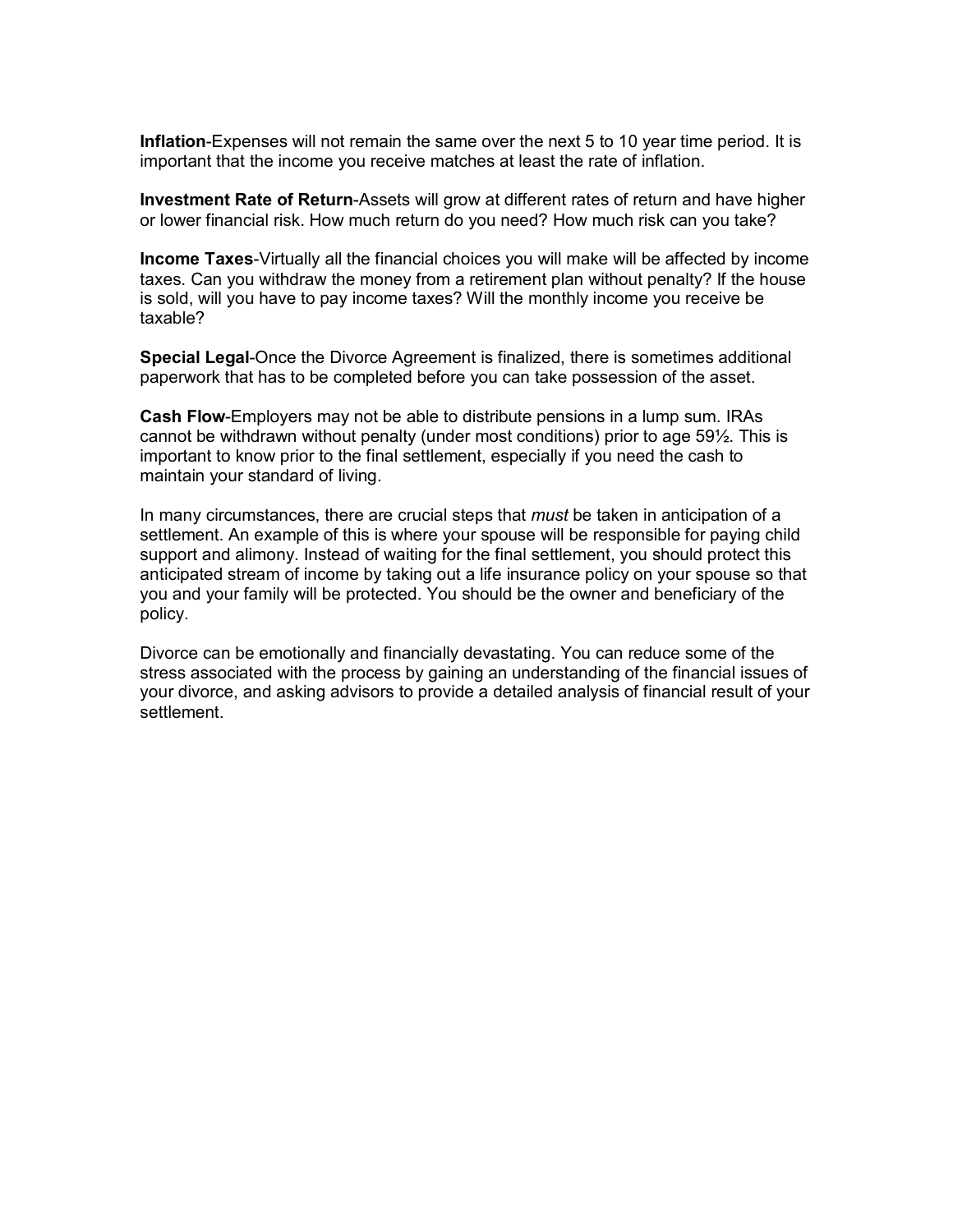**Inflation**-Expenses will not remain the same over the next 5 to 10 year time period. It is important that the income you receive matches at least the rate of inflation.

**Investment Rate of Return**-Assets will grow at different rates of return and have higher or lower financial risk. How much return do you need? How much risk can you take?

**Income Taxes**-Virtually all the financial choices you will make will be affected by income taxes. Can you withdraw the money from a retirement plan without penalty? If the house is sold, will you have to pay income taxes? Will the monthly income you receive be taxable?

**Special Legal**-Once the Divorce Agreement is finalized, there is sometimes additional paperwork that has to be completed before you can take possession of the asset.

**Cash Flow**-Employers may not be able to distribute pensions in a lump sum. IRAs cannot be withdrawn without penalty (under most conditions) prior to age 59½. This is important to know prior to the final settlement, especially if you need the cash to maintain your standard of living.

In many circumstances, there are crucial steps that *must* be taken in anticipation of a settlement. An example of this is where your spouse will be responsible for paying child support and alimony. Instead of waiting for the final settlement, you should protect this anticipated stream of income by taking out a life insurance policy on your spouse so that you and your family will be protected. You should be the owner and beneficiary of the policy.

Divorce can be emotionally and financially devastating. You can reduce some of the stress associated with the process by gaining an understanding of the financial issues of your divorce, and asking advisors to provide a detailed analysis of financial result of your settlement.